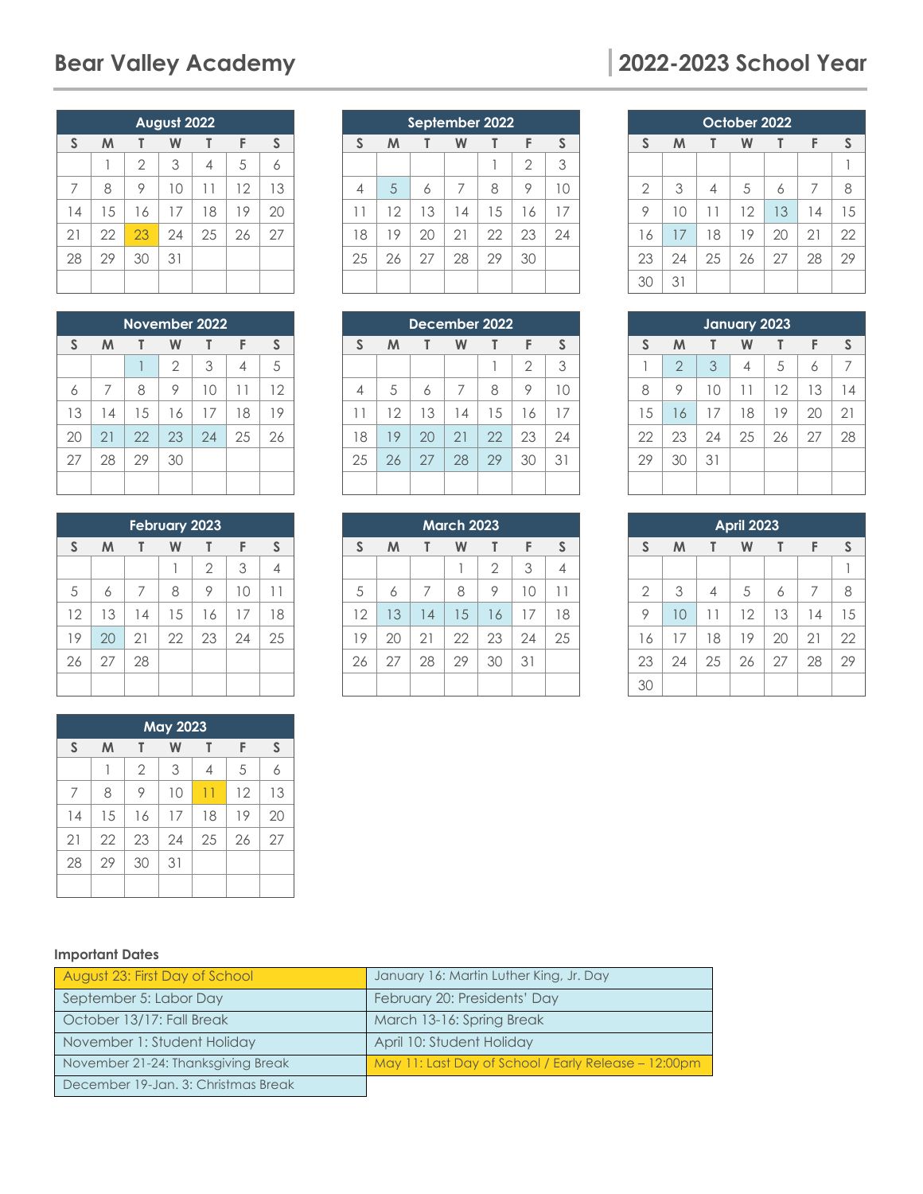# Bear Valley Academy

# 2022-2023 School Year

| August 2022 | | | | | | |
|---|---|---|---|---|---|---|
| S | M | T | W | T | F | S |
| | 1 | 2 | 3 | 4 | 5 | 6 |
| 7 | 8 | 9 | 10 | 11 | 12 | 13 |
| 14 | 15 | 16 | 17 | 18 | 19 | 20 |
| 21 | 22 | 23 | 24 | 25 | 26 | 27 |
| 28 | 29 | 30 | 31 | | | |

| September 2022 | | | | | | |
|---|---|---|---|---|---|---|
| S | M | T | W | T | F | S |
| | | | | 1 | 2 | 3 |
| 4 | 5 | 6 | 7 | 8 | 9 | 10 |
| 11 | 12 | 13 | 14 | 15 | 16 | 17 |
| 18 | 19 | 20 | 21 | 22 | 23 | 24 |
| 25 | 26 | 27 | 28 | 29 | 30 | |

| October 2022 | | | | | | |
|---|---|---|---|---|---|---|
| S | M | T | W | T | F | S |
| | | | | | | 1 |
| 2 | 3 | 4 | 5 | 6 | 7 | 8 |
| 9 | 10 | 11 | 12 | 13 | 14 | 15 |
| 16 | 17 | 18 | 19 | 20 | 21 | 22 |
| 23 | 24 | 25 | 26 | 27 | 28 | 29 |
| 30 | 31 | | | | | |

| November 2022 | | | | | | |
|---|---|---|---|---|---|---|
| S | M | T | W | T | F | S |
| | | 1 | 2 | 3 | 4 | 5 |
| 6 | 7 | 8 | 9 | 10 | 11 | 12 |
| 13 | 14 | 15 | 16 | 17 | 18 | 19 |
| 20 | 21 | 22 | 23 | 24 | 25 | 26 |
| 27 | 28 | 29 | 30 | | | |

| December 2022 | | | | | | |
|---|---|---|---|---|---|---|
| S | M | T | W | T | F | S |
| | | | | 1 | 2 | 3 |
| 4 | 5 | 6 | 7 | 8 | 9 | 10 |
| 11 | 12 | 13 | 14 | 15 | 16 | 17 |
| 18 | 19 | 20 | 21 | 22 | 23 | 24 |
| 25 | 26 | 27 | 28 | 29 | 30 | 31 |

| January 2023 | | | | | | |
|---|---|---|---|---|---|---|
| S | M | T | W | T | F | S |
| 1 | 2 | 3 | 4 | 5 | 6 | 7 |
| 8 | 9 | 10 | 11 | 12 | 13 | 14 |
| 15 | 16 | 17 | 18 | 19 | 20 | 21 |
| 22 | 23 | 24 | 25 | 26 | 27 | 28 |
| 29 | 30 | 31 | | | | |

| February 2023 | | | | | | |
|---|---|---|---|---|---|---|
| S | M | T | W | T | F | S |
| | | | 1 | 2 | 3 | 4 |
| 5 | 6 | 7 | 8 | 9 | 10 | 11 |
| 12 | 13 | 14 | 15 | 16 | 17 | 18 |
| 19 | 20 | 21 | 22 | 23 | 24 | 25 |
| 26 | 27 | 28 | | | | |

| March 2023 | | | | | | |
|---|---|---|---|---|---|---|
| S | M | T | W | T | F | S |
| | | | 1 | 2 | 3 | 4 |
| 5 | 6 | 7 | 8 | 9 | 10 | 11 |
| 12 | 13 | 14 | 15 | 16 | 17 | 18 |
| 19 | 20 | 21 | 22 | 23 | 24 | 25 |
| 26 | 27 | 28 | 29 | 30 | 31 | |

| April 2023 | | | | | | |
|---|---|---|---|---|---|---|
| S | M | T | W | T | F | S |
| | | | | | | 1 |
| 2 | 3 | 4 | 5 | 6 | 7 | 8 |
| 9 | 10 | 11 | 12 | 13 | 14 | 15 |
| 16 | 17 | 18 | 19 | 20 | 21 | 22 |
| 23 | 24 | 25 | 26 | 27 | 28 | 29 |
| 30 | | | | | | |

| May 2023 | | | | | | |
|---|---|---|---|---|---|---|
| S | M | T | W | T | F | S |
| | 1 | 2 | 3 | 4 | 5 | 6 |
| 7 | 8 | 9 | 10 | 11 | 12 | 13 |
| 14 | 15 | 16 | 17 | 18 | 19 | 20 |
| 21 | 22 | 23 | 24 | 25 | 26 | 27 |
| 28 | 29 | 30 | 31 | | | |

**Important Dates**

| | |
|---|---|
| August 23: First Day of School | January 16: Martin Luther King, Jr. Day |
| September 5: Labor Day | February 20: Presidents' Day |
| October 13/17: Fall Break | March 13-16: Spring Break |
| November 1: Student Holiday | April 10: Student Holiday |
| November 21-24: Thanksgiving Break | May 11: Last Day of School / Early Release – 12:00pm |
| December 19-Jan. 3: Christmas Break | |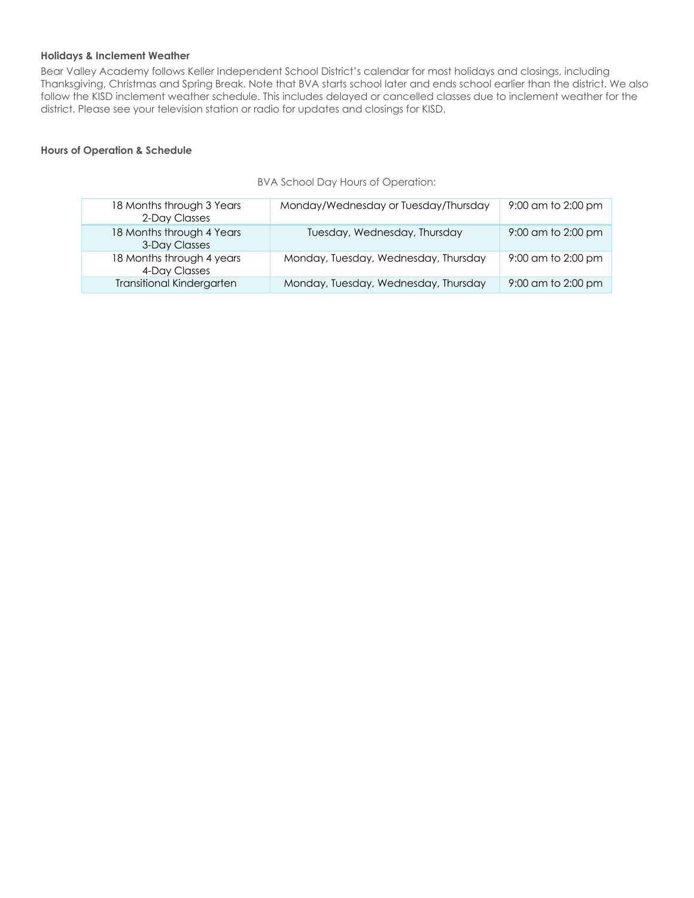**Holidays & Inclement Weather**

Bear Valley Academy follows Keller Independent School District's calendar for most holidays and closings, including Thanksgiving, Christmas and Spring Break. Note that BVA starts school later and ends school earlier than the district. We also follow the KISD inclement weather schedule. This includes delayed or cancelled classes due to inclement weather for the district. Please see your television station or radio for updates and closings for KISD.

**Hours of Operation & Schedule**

BVA School Day Hours of Operation:

| | | |
|---|---|---|
| 18 Months through 3 Years<br>2-Day Classes | Monday/Wednesday or Tuesday/Thursday | 9:00 am to 2:00 pm |
| 18 Months through 4 Years<br>3-Day Classes | Tuesday, Wednesday, Thursday | 9:00 am to 2:00 pm |
| 18 Months through 4 years<br>4-Day Classes | Monday, Tuesday, Wednesday, Thursday | 9:00 am to 2:00 pm |
| Transitional Kindergarten | Monday, Tuesday, Wednesday, Thursday | 9:00 am to 2:00 pm |